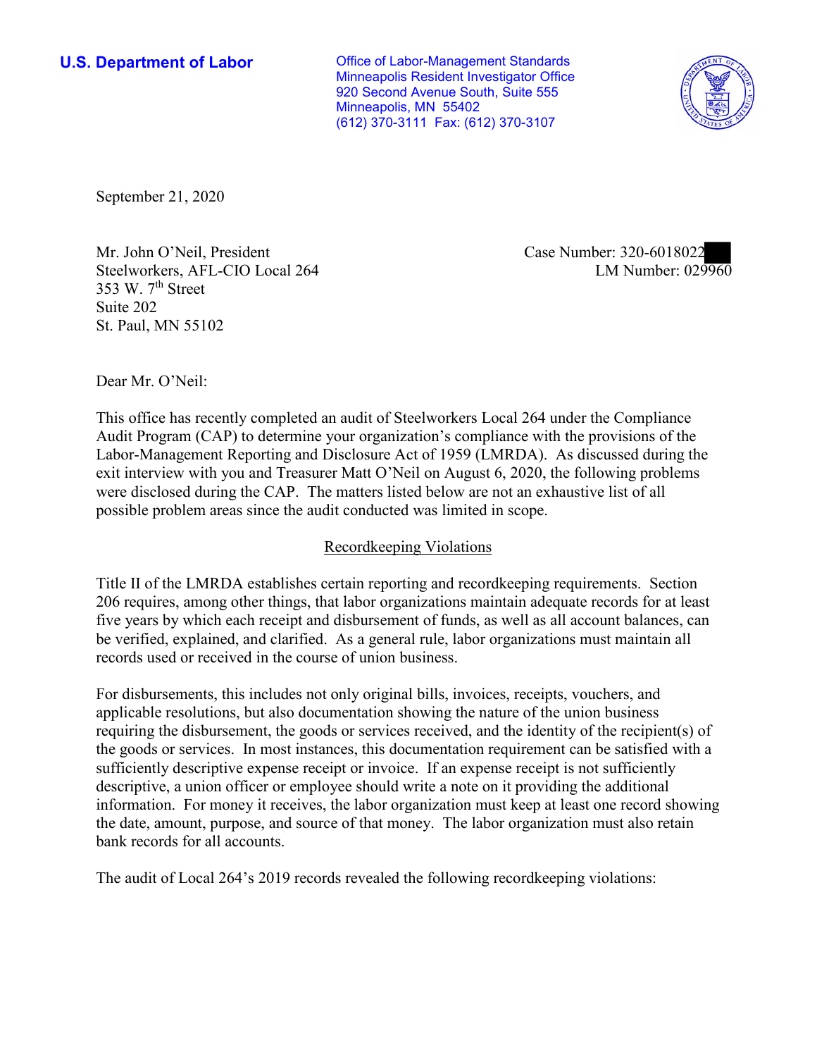**U.S. Department of Labor**

Office of Labor-Management Standards
Minneapolis Resident Investigator Office
920 Second Avenue South, Suite 555
Minneapolis, MN 55402
(612) 370-3111 Fax: (612) 370-3107

September 21, 2020

Mr. John O'Neil, President
Steelworkers, AFL-CIO Local 264
353 W. 7th Street
Suite 202
St. Paul, MN 55102

Case Number: 320-6018022
LM Number: 029960

Dear Mr. O'Neil:

This office has recently completed an audit of Steelworkers Local 264 under the Compliance Audit Program (CAP) to determine your organization's compliance with the provisions of the Labor-Management Reporting and Disclosure Act of 1959 (LMRDA). As discussed during the exit interview with you and Treasurer Matt O'Neil on August 6, 2020, the following problems were disclosed during the CAP. The matters listed below are not an exhaustive list of all possible problem areas since the audit conducted was limited in scope.

## Recordkeeping Violations

Title II of the LMRDA establishes certain reporting and recordkeeping requirements. Section 206 requires, among other things, that labor organizations maintain adequate records for at least five years by which each receipt and disbursement of funds, as well as all account balances, can be verified, explained, and clarified. As a general rule, labor organizations must maintain all records used or received in the course of union business.

For disbursements, this includes not only original bills, invoices, receipts, vouchers, and applicable resolutions, but also documentation showing the nature of the union business requiring the disbursement, the goods or services received, and the identity of the recipient(s) of the goods or services. In most instances, this documentation requirement can be satisfied with a sufficiently descriptive expense receipt or invoice. If an expense receipt is not sufficiently descriptive, a union officer or employee should write a note on it providing the additional information. For money it receives, the labor organization must keep at least one record showing the date, amount, purpose, and source of that money. The labor organization must also retain bank records for all accounts.

The audit of Local 264's 2019 records revealed the following recordkeeping violations: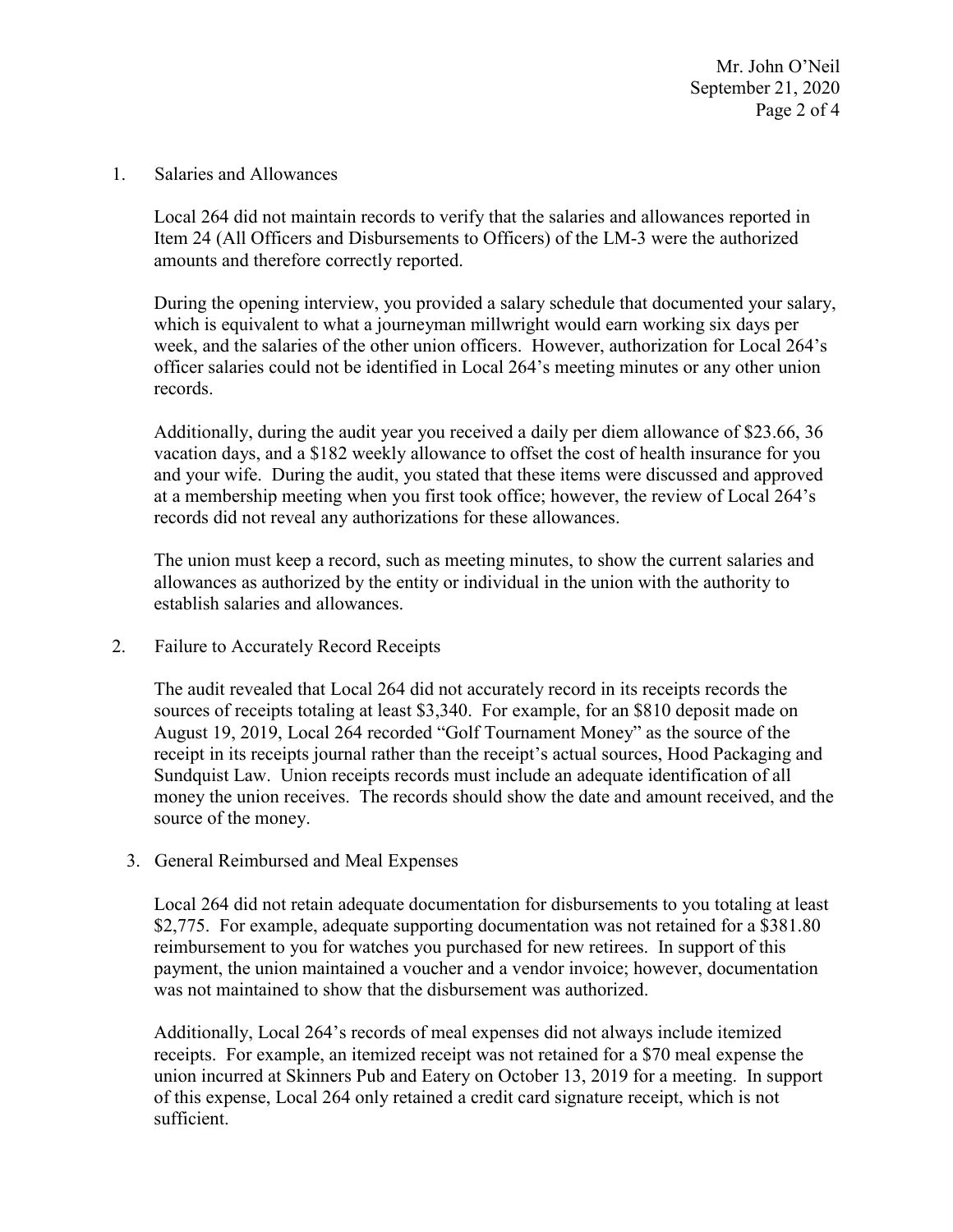1. Salaries and Allowances

   Local 264 did not maintain records to verify that the salaries and allowances reported in Item 24 (All Officers and Disbursements to Officers) of the LM-3 were the authorized amounts and therefore correctly reported.

   During the opening interview, you provided a salary schedule that documented your salary, which is equivalent to what a journeyman millwright would earn working six days per week, and the salaries of the other union officers. However, authorization for Local 264's officer salaries could not be identified in Local 264's meeting minutes or any other union records.

   Additionally, during the audit year you received a daily per diem allowance of $23.66, 36 vacation days, and a $182 weekly allowance to offset the cost of health insurance for you and your wife. During the audit, you stated that these items were discussed and approved at a membership meeting when you first took office; however, the review of Local 264's records did not reveal any authorizations for these allowances.

   The union must keep a record, such as meeting minutes, to show the current salaries and allowances as authorized by the entity or individual in the union with the authority to establish salaries and allowances.

2. Failure to Accurately Record Receipts

   The audit revealed that Local 264 did not accurately record in its receipts records the sources of receipts totaling at least $3,340. For example, for an $810 deposit made on August 19, 2019, Local 264 recorded "Golf Tournament Money" as the source of the receipt in its receipts journal rather than the receipt's actual sources, Hood Packaging and Sundquist Law. Union receipts records must include an adequate identification of all money the union receives. The records should show the date and amount received, and the source of the money.

3. General Reimbursed and Meal Expenses

   Local 264 did not retain adequate documentation for disbursements to you totaling at least $2,775. For example, adequate supporting documentation was not retained for a $381.80 reimbursement to you for watches you purchased for new retirees. In support of this payment, the union maintained a voucher and a vendor invoice; however, documentation was not maintained to show that the disbursement was authorized.

   Additionally, Local 264's records of meal expenses did not always include itemized receipts. For example, an itemized receipt was not retained for a $70 meal expense the union incurred at Skinners Pub and Eatery on October 13, 2019 for a meeting. In support of this expense, Local 264 only retained a credit card signature receipt, which is not sufficient.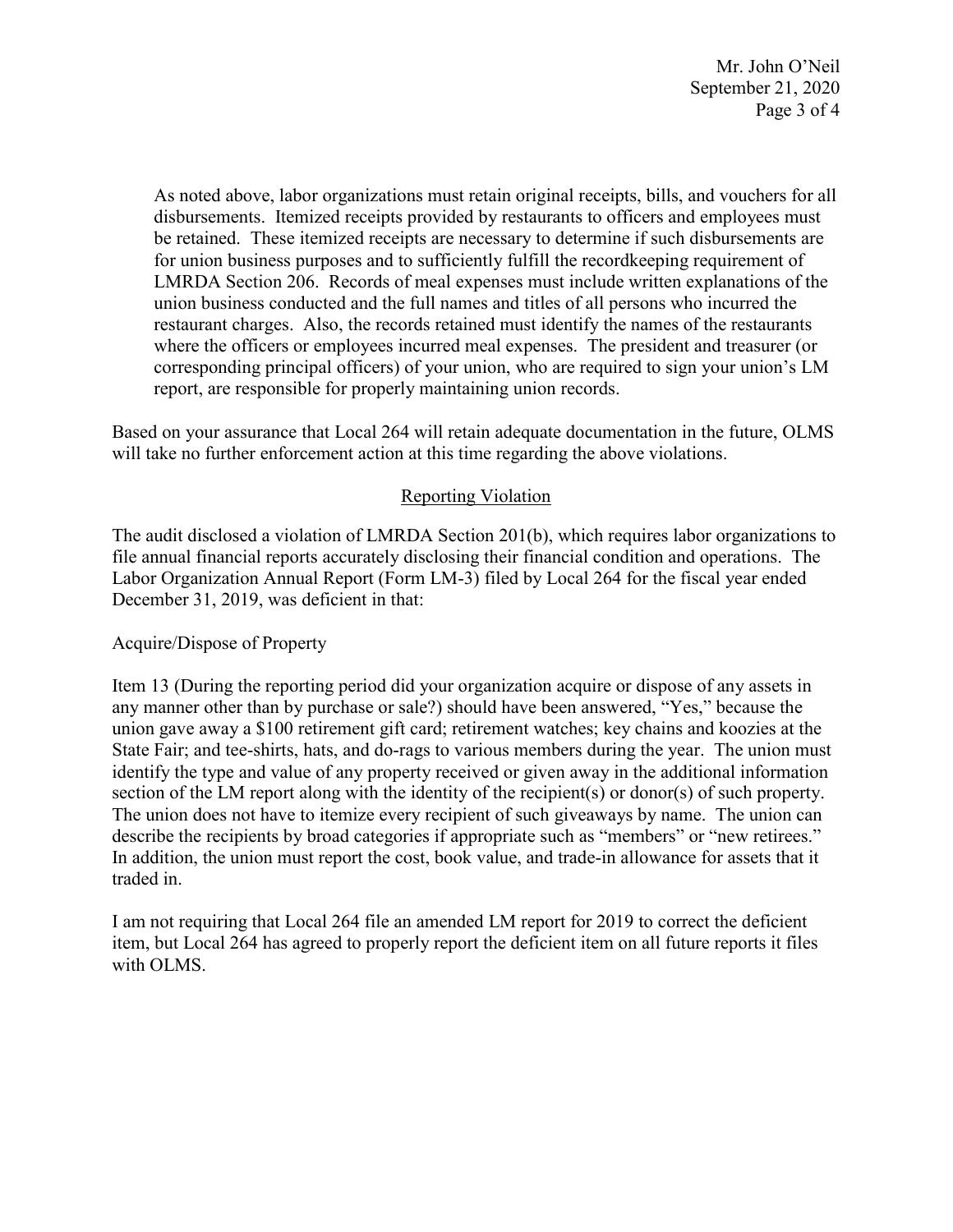As noted above, labor organizations must retain original receipts, bills, and vouchers for all disbursements. Itemized receipts provided by restaurants to officers and employees must be retained. These itemized receipts are necessary to determine if such disbursements are for union business purposes and to sufficiently fulfill the recordkeeping requirement of LMRDA Section 206. Records of meal expenses must include written explanations of the union business conducted and the full names and titles of all persons who incurred the restaurant charges. Also, the records retained must identify the names of the restaurants where the officers or employees incurred meal expenses. The president and treasurer (or corresponding principal officers) of your union, who are required to sign your union's LM report, are responsible for properly maintaining union records.

Based on your assurance that Local 264 will retain adequate documentation in the future, OLMS will take no further enforcement action at this time regarding the above violations.

## Reporting Violation

The audit disclosed a violation of LMRDA Section 201(b), which requires labor organizations to file annual financial reports accurately disclosing their financial condition and operations. The Labor Organization Annual Report (Form LM-3) filed by Local 264 for the fiscal year ended December 31, 2019, was deficient in that:

Acquire/Dispose of Property

Item 13 (During the reporting period did your organization acquire or dispose of any assets in any manner other than by purchase or sale?) should have been answered, "Yes," because the union gave away a $100 retirement gift card; retirement watches; key chains and koozies at the State Fair; and tee-shirts, hats, and do-rags to various members during the year. The union must identify the type and value of any property received or given away in the additional information section of the LM report along with the identity of the recipient(s) or donor(s) of such property. The union does not have to itemize every recipient of such giveaways by name. The union can describe the recipients by broad categories if appropriate such as "members" or "new retirees." In addition, the union must report the cost, book value, and trade-in allowance for assets that it traded in.

I am not requiring that Local 264 file an amended LM report for 2019 to correct the deficient item, but Local 264 has agreed to properly report the deficient item on all future reports it files with OLMS.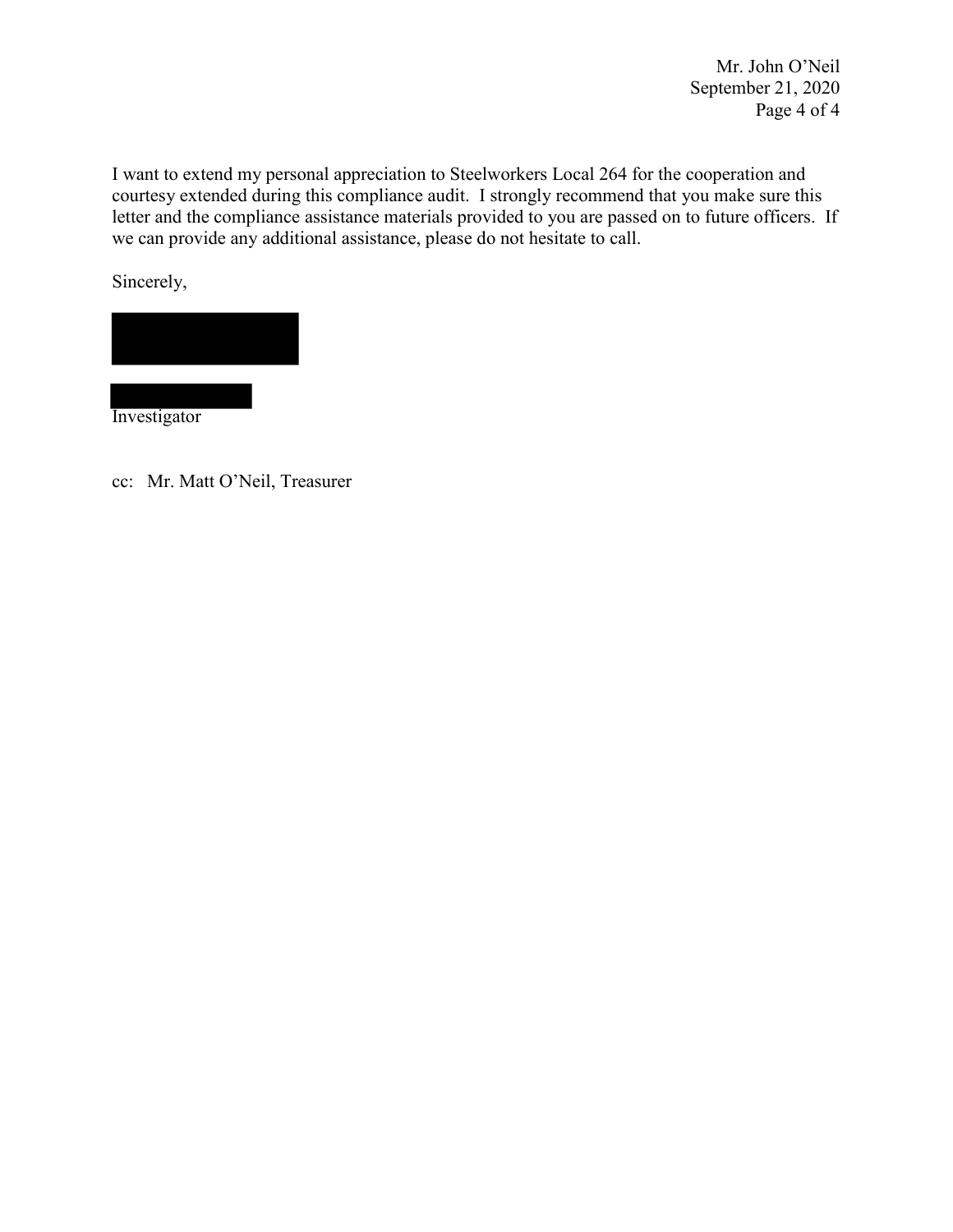I want to extend my personal appreciation to Steelworkers Local 264 for the cooperation and courtesy extended during this compliance audit. I strongly recommend that you make sure this letter and the compliance assistance materials provided to you are passed on to future officers. If we can provide any additional assistance, please do not hesitate to call.

Sincerely,

Investigator

cc: Mr. Matt O'Neil, Treasurer